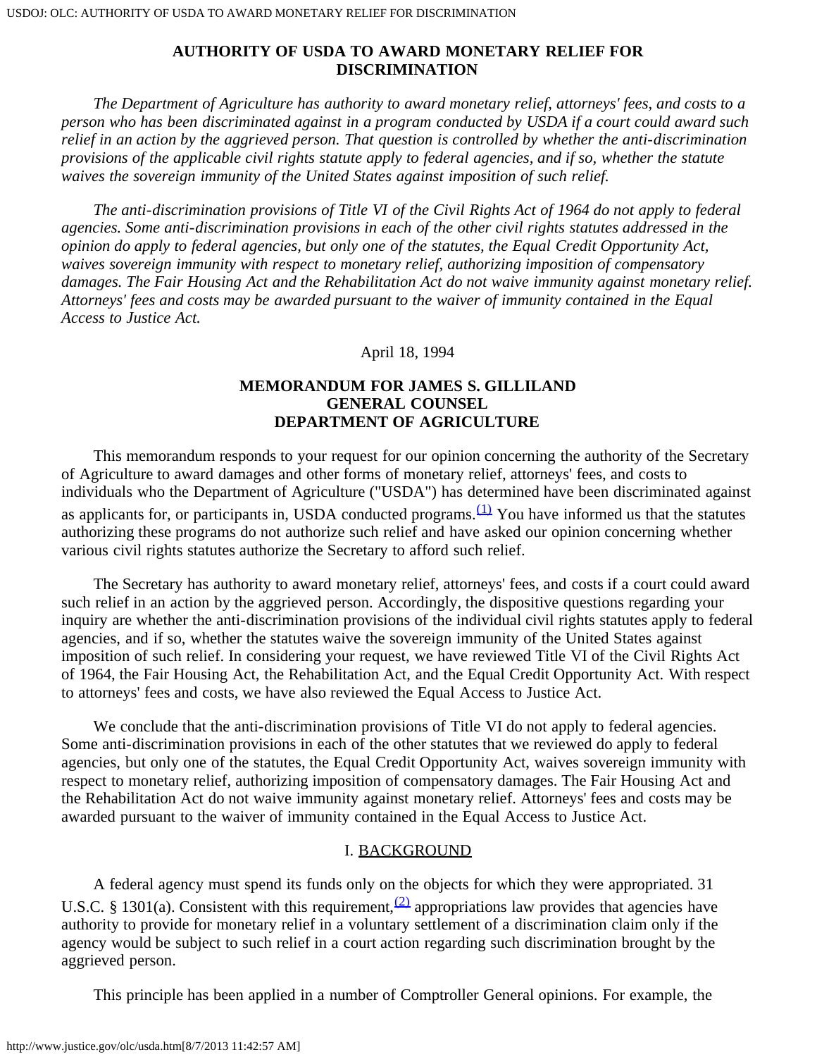# AUTHORITY OF USDA TO AWARD MONETARY RELIEF FOR DISCRIMINATION

*The Department of Agriculture has authority to award monetary relief, attorneys' fees, and costs to a person who has been discriminated against in a program conducted by USDA if a court could award such relief in an action by the aggrieved person. That question is controlled by whether the anti-discrimination provisions of the applicable civil rights statute apply to federal agencies, and if so, whether the statute waives the sovereign immunity of the United States against imposition of such relief.*

*The anti-discrimination provisions of Title VI of the Civil Rights Act of 1964 do not apply to federal agencies. Some anti-discrimination provisions in each of the other civil rights statutes addressed in the opinion do apply to federal agencies, but only one of the statutes, the Equal Credit Opportunity Act, waives sovereign immunity with respect to monetary relief, authorizing imposition of compensatory damages. The Fair Housing Act and the Rehabilitation Act do not waive immunity against monetary relief. Attorneys' fees and costs may be awarded pursuant to the waiver of immunity contained in the Equal Access to Justice Act.*

April 18, 1994

**MEMORANDUM FOR JAMES S. GILLILAND**
**GENERAL COUNSEL**
**DEPARTMENT OF AGRICULTURE**

This memorandum responds to your request for our opinion concerning the authority of the Secretary of Agriculture to award damages and other forms of monetary relief, attorneys' fees, and costs to individuals who the Department of Agriculture ("USDA") has determined have been discriminated against as applicants for, or participants in, USDA conducted programs.[(1)] You have informed us that the statutes authorizing these programs do not authorize such relief and have asked our opinion concerning whether various civil rights statutes authorize the Secretary to afford such relief.

The Secretary has authority to award monetary relief, attorneys' fees, and costs if a court could award such relief in an action by the aggrieved person. Accordingly, the dispositive questions regarding your inquiry are whether the anti-discrimination provisions of the individual civil rights statutes apply to federal agencies, and if so, whether the statutes waive the sovereign immunity of the United States against imposition of such relief. In considering your request, we have reviewed Title VI of the Civil Rights Act of 1964, the Fair Housing Act, the Rehabilitation Act, and the Equal Credit Opportunity Act. With respect to attorneys' fees and costs, we have also reviewed the Equal Access to Justice Act.

We conclude that the anti-discrimination provisions of Title VI do not apply to federal agencies. Some anti-discrimination provisions in each of the other statutes that we reviewed do apply to federal agencies, but only one of the statutes, the Equal Credit Opportunity Act, waives sovereign immunity with respect to monetary relief, authorizing imposition of compensatory damages. The Fair Housing Act and the Rehabilitation Act do not waive immunity against monetary relief. Attorneys' fees and costs may be awarded pursuant to the waiver of immunity contained in the Equal Access to Justice Act.

## I. BACKGROUND

A federal agency must spend its funds only on the objects for which they were appropriated. 31 U.S.C. § 1301(a). Consistent with this requirement,[(2)] appropriations law provides that agencies have authority to provide for monetary relief in a voluntary settlement of a discrimination claim only if the agency would be subject to such relief in a court action regarding such discrimination brought by the aggrieved person.

This principle has been applied in a number of Comptroller General opinions. For example, the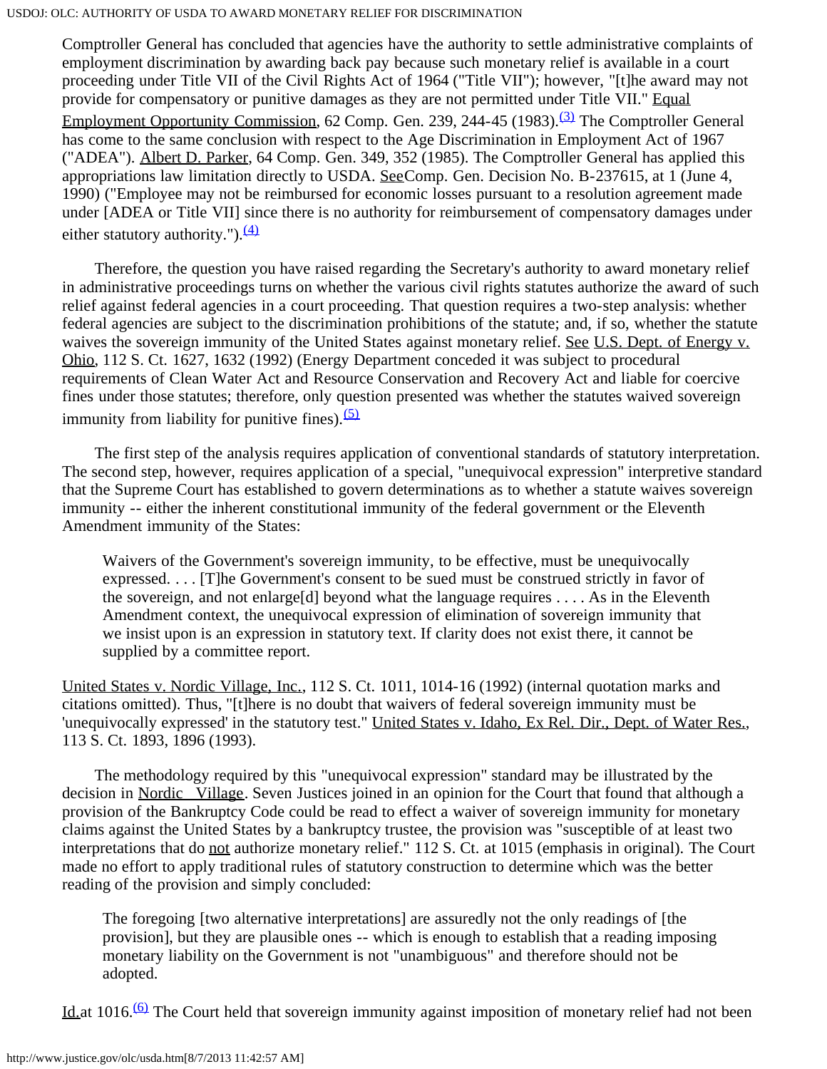Comptroller General has concluded that agencies have the authority to settle administrative complaints of employment discrimination by awarding back pay because such monetary relief is available in a court proceeding under Title VII of the Civil Rights Act of 1964 ("Title VII"); however, "[t]he award may not provide for compensatory or punitive damages as they are not permitted under Title VII." Equal Employment Opportunity Commission, 62 Comp. Gen. 239, 244-45 (1983).[(3)] The Comptroller General has come to the same conclusion with respect to the Age Discrimination in Employment Act of 1967 ("ADEA"). Albert D. Parker, 64 Comp. Gen. 349, 352 (1985). The Comptroller General has applied this appropriations law limitation directly to USDA. SeeComp. Gen. Decision No. B-237615, at 1 (June 4, 1990) ("Employee may not be reimbursed for economic losses pursuant to a resolution agreement made under [ADEA or Title VII] since there is no authority for reimbursement of compensatory damages under either statutory authority.").[(4)]

Therefore, the question you have raised regarding the Secretary's authority to award monetary relief in administrative proceedings turns on whether the various civil rights statutes authorize the award of such relief against federal agencies in a court proceeding. That question requires a two-step analysis: whether federal agencies are subject to the discrimination prohibitions of the statute; and, if so, whether the statute waives the sovereign immunity of the United States against monetary relief. See U.S. Dept. of Energy v. Ohio, 112 S. Ct. 1627, 1632 (1992) (Energy Department conceded it was subject to procedural requirements of Clean Water Act and Resource Conservation and Recovery Act and liable for coercive fines under those statutes; therefore, only question presented was whether the statutes waived sovereign immunity from liability for punitive fines).[(5)]

The first step of the analysis requires application of conventional standards of statutory interpretation. The second step, however, requires application of a special, "unequivocal expression" interpretive standard that the Supreme Court has established to govern determinations as to whether a statute waives sovereign immunity -- either the inherent constitutional immunity of the federal government or the Eleventh Amendment immunity of the States:

> Waivers of the Government's sovereign immunity, to be effective, must be unequivocally expressed. . . . [T]he Government's consent to be sued must be construed strictly in favor of the sovereign, and not enlarge[d] beyond what the language requires . . . . As in the Eleventh Amendment context, the unequivocal expression of elimination of sovereign immunity that we insist upon is an expression in statutory text. If clarity does not exist there, it cannot be supplied by a committee report.

United States v. Nordic Village, Inc., 112 S. Ct. 1011, 1014-16 (1992) (internal quotation marks and citations omitted). Thus, "[t]here is no doubt that waivers of federal sovereign immunity must be 'unequivocally expressed' in the statutory test." United States v. Idaho, Ex Rel. Dir., Dept. of Water Res., 113 S. Ct. 1893, 1896 (1993).

The methodology required by this "unequivocal expression" standard may be illustrated by the decision in Nordic Village. Seven Justices joined in an opinion for the Court that found that although a provision of the Bankruptcy Code could be read to effect a waiver of sovereign immunity for monetary claims against the United States by a bankruptcy trustee, the provision was "susceptible of at least two interpretations that do not authorize monetary relief." 112 S. Ct. at 1015 (emphasis in original). The Court made no effort to apply traditional rules of statutory construction to determine which was the better reading of the provision and simply concluded:

> The foregoing [two alternative interpretations] are assuredly not the only readings of [the provision], but they are plausible ones -- which is enough to establish that a reading imposing monetary liability on the Government is not "unambiguous" and therefore should not be adopted.

Id.at 1016.[(6)] The Court held that sovereign immunity against imposition of monetary relief had not been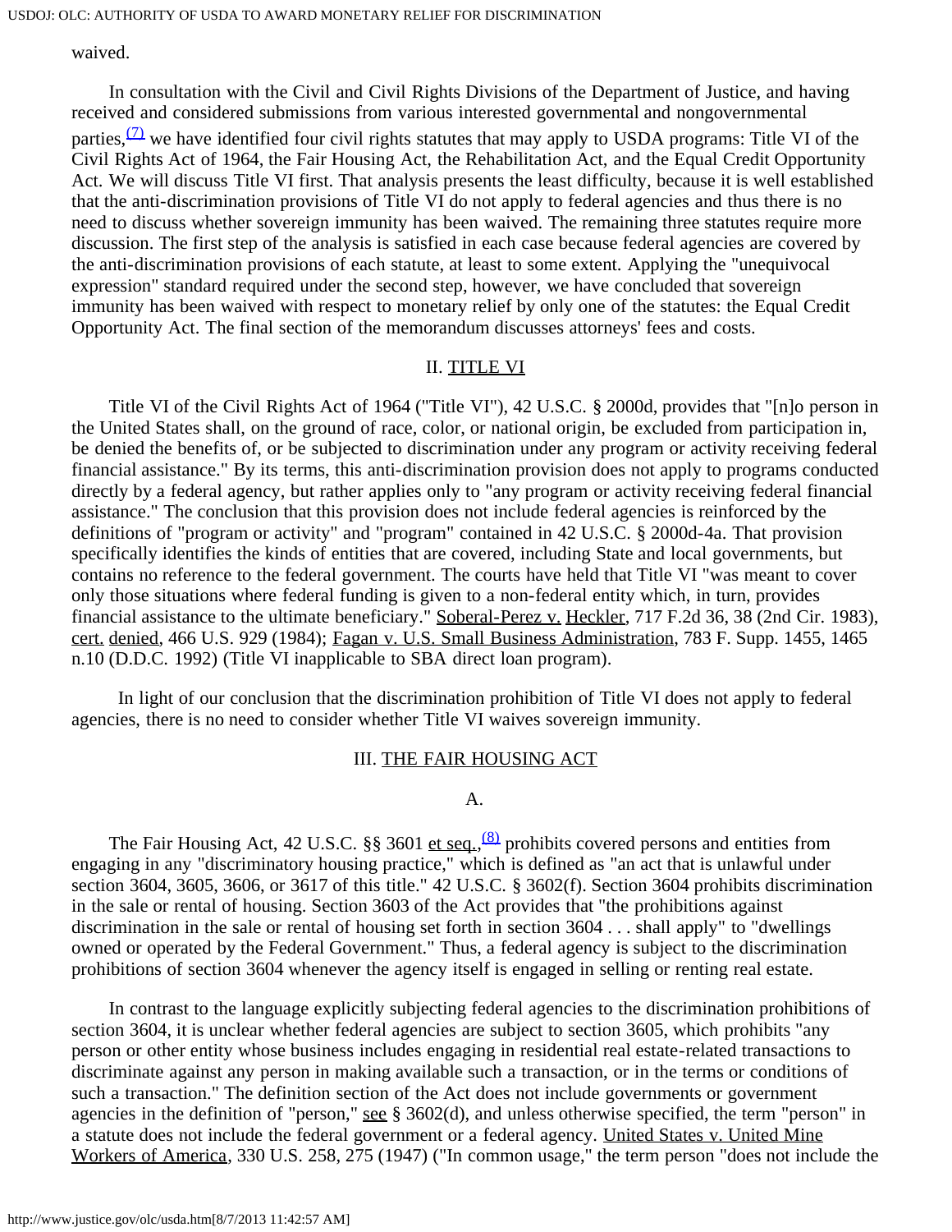waived.

In consultation with the Civil and Civil Rights Divisions of the Department of Justice, and having received and considered submissions from various interested governmental and nongovernmental parties,[(7)] we have identified four civil rights statutes that may apply to USDA programs: Title VI of the Civil Rights Act of 1964, the Fair Housing Act, the Rehabilitation Act, and the Equal Credit Opportunity Act. We will discuss Title VI first. That analysis presents the least difficulty, because it is well established that the anti-discrimination provisions of Title VI do not apply to federal agencies and thus there is no need to discuss whether sovereign immunity has been waived. The remaining three statutes require more discussion. The first step of the analysis is satisfied in each case because federal agencies are covered by the anti-discrimination provisions of each statute, at least to some extent. Applying the "unequivocal expression" standard required under the second step, however, we have concluded that sovereign immunity has been waived with respect to monetary relief by only one of the statutes: the Equal Credit Opportunity Act. The final section of the memorandum discusses attorneys' fees and costs.

## II. TITLE VI

Title VI of the Civil Rights Act of 1964 ("Title VI"), 42 U.S.C. § 2000d, provides that "[n]o person in the United States shall, on the ground of race, color, or national origin, be excluded from participation in, be denied the benefits of, or be subjected to discrimination under any program or activity receiving federal financial assistance." By its terms, this anti-discrimination provision does not apply to programs conducted directly by a federal agency, but rather applies only to "any program or activity receiving federal financial assistance." The conclusion that this provision does not include federal agencies is reinforced by the definitions of "program or activity" and "program" contained in 42 U.S.C. § 2000d-4a. That provision specifically identifies the kinds of entities that are covered, including State and local governments, but contains no reference to the federal government. The courts have held that Title VI "was meant to cover only those situations where federal funding is given to a non-federal entity which, in turn, provides financial assistance to the ultimate beneficiary." Soberal-Perez v. Heckler, 717 F.2d 36, 38 (2nd Cir. 1983), cert. denied, 466 U.S. 929 (1984); Fagan v. U.S. Small Business Administration, 783 F. Supp. 1455, 1465 n.10 (D.D.C. 1992) (Title VI inapplicable to SBA direct loan program).

In light of our conclusion that the discrimination prohibition of Title VI does not apply to federal agencies, there is no need to consider whether Title VI waives sovereign immunity.

## III. THE FAIR HOUSING ACT

### A.

The Fair Housing Act, 42 U.S.C. §§ 3601 et seq.,[(8)] prohibits covered persons and entities from engaging in any "discriminatory housing practice," which is defined as "an act that is unlawful under section 3604, 3605, 3606, or 3617 of this title." 42 U.S.C. § 3602(f). Section 3604 prohibits discrimination in the sale or rental of housing. Section 3603 of the Act provides that "the prohibitions against discrimination in the sale or rental of housing set forth in section 3604 . . . shall apply" to "dwellings owned or operated by the Federal Government." Thus, a federal agency is subject to the discrimination prohibitions of section 3604 whenever the agency itself is engaged in selling or renting real estate.

In contrast to the language explicitly subjecting federal agencies to the discrimination prohibitions of section 3604, it is unclear whether federal agencies are subject to section 3605, which prohibits "any person or other entity whose business includes engaging in residential real estate-related transactions to discriminate against any person in making available such a transaction, or in the terms or conditions of such a transaction." The definition section of the Act does not include governments or government agencies in the definition of "person," see § 3602(d), and unless otherwise specified, the term "person" in a statute does not include the federal government or a federal agency. United States v. United Mine Workers of America, 330 U.S. 258, 275 (1947) ("In common usage," the term person "does not include the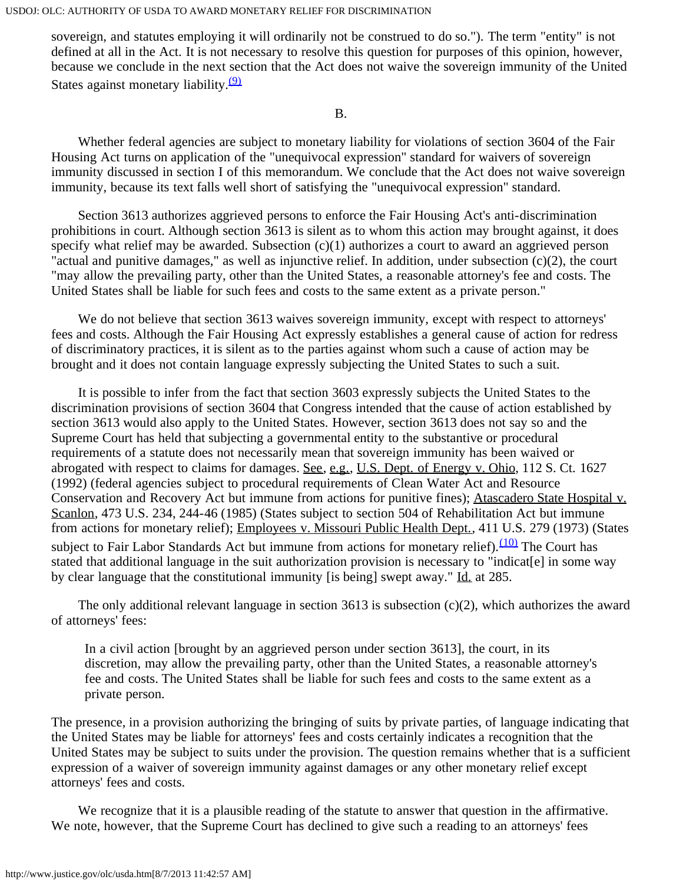sovereign, and statutes employing it will ordinarily not be construed to do so."). The term "entity" is not defined at all in the Act. It is not necessary to resolve this question for purposes of this opinion, however, because we conclude in the next section that the Act does not waive the sovereign immunity of the United States against monetary liability.(9)

B.

Whether federal agencies are subject to monetary liability for violations of section 3604 of the Fair Housing Act turns on application of the "unequivocal expression" standard for waivers of sovereign immunity discussed in section I of this memorandum. We conclude that the Act does not waive sovereign immunity, because its text falls well short of satisfying the "unequivocal expression" standard.

Section 3613 authorizes aggrieved persons to enforce the Fair Housing Act's anti-discrimination prohibitions in court. Although section 3613 is silent as to whom this action may brought against, it does specify what relief may be awarded. Subsection (c)(1) authorizes a court to award an aggrieved person "actual and punitive damages," as well as injunctive relief. In addition, under subsection (c)(2), the court "may allow the prevailing party, other than the United States, a reasonable attorney's fee and costs. The United States shall be liable for such fees and costs to the same extent as a private person."

We do not believe that section 3613 waives sovereign immunity, except with respect to attorneys' fees and costs. Although the Fair Housing Act expressly establishes a general cause of action for redress of discriminatory practices, it is silent as to the parties against whom such a cause of action may be brought and it does not contain language expressly subjecting the United States to such a suit.

It is possible to infer from the fact that section 3603 expressly subjects the United States to the discrimination provisions of section 3604 that Congress intended that the cause of action established by section 3613 would also apply to the United States. However, section 3613 does not say so and the Supreme Court has held that subjecting a governmental entity to the substantive or procedural requirements of a statute does not necessarily mean that sovereign immunity has been waived or abrogated with respect to claims for damages. See, e.g., U.S. Dept. of Energy v. Ohio, 112 S. Ct. 1627 (1992) (federal agencies subject to procedural requirements of Clean Water Act and Resource Conservation and Recovery Act but immune from actions for punitive fines); Atascadero State Hospital v. Scanlon, 473 U.S. 234, 244-46 (1985) (States subject to section 504 of Rehabilitation Act but immune from actions for monetary relief); Employees v. Missouri Public Health Dept., 411 U.S. 279 (1973) (States subject to Fair Labor Standards Act but immune from actions for monetary relief).(10) The Court has stated that additional language in the suit authorization provision is necessary to "indicat[e] in some way by clear language that the constitutional immunity [is being] swept away." Id. at 285.

The only additional relevant language in section 3613 is subsection (c)(2), which authorizes the award of attorneys' fees:

> In a civil action [brought by an aggrieved person under section 3613], the court, in its discretion, may allow the prevailing party, other than the United States, a reasonable attorney's fee and costs. The United States shall be liable for such fees and costs to the same extent as a private person.

The presence, in a provision authorizing the bringing of suits by private parties, of language indicating that the United States may be liable for attorneys' fees and costs certainly indicates a recognition that the United States may be subject to suits under the provision. The question remains whether that is a sufficient expression of a waiver of sovereign immunity against damages or any other monetary relief except attorneys' fees and costs.

We recognize that it is a plausible reading of the statute to answer that question in the affirmative. We note, however, that the Supreme Court has declined to give such a reading to an attorneys' fees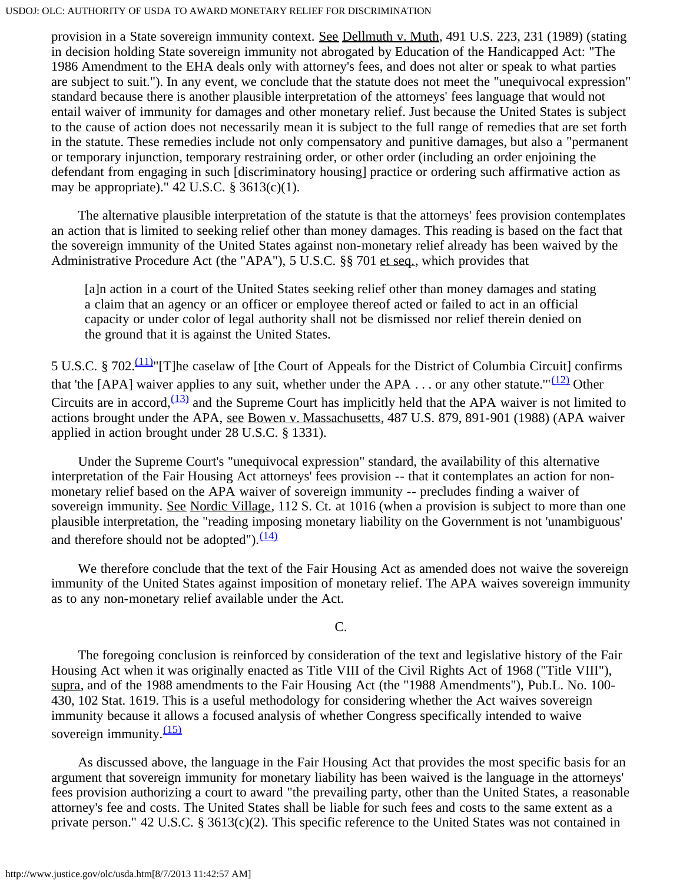provision in a State sovereign immunity context. See Dellmuth v. Muth, 491 U.S. 223, 231 (1989) (stating in decision holding State sovereign immunity not abrogated by Education of the Handicapped Act: "The 1986 Amendment to the EHA deals only with attorney's fees, and does not alter or speak to what parties are subject to suit."). In any event, we conclude that the statute does not meet the "unequivocal expression" standard because there is another plausible interpretation of the attorneys' fees language that would not entail waiver of immunity for damages and other monetary relief. Just because the United States is subject to the cause of action does not necessarily mean it is subject to the full range of remedies that are set forth in the statute. These remedies include not only compensatory and punitive damages, but also a "permanent or temporary injunction, temporary restraining order, or other order (including an order enjoining the defendant from engaging in such [discriminatory housing] practice or ordering such affirmative action as may be appropriate)." 42 U.S.C. § 3613(c)(1).

The alternative plausible interpretation of the statute is that the attorneys' fees provision contemplates an action that is limited to seeking relief other than money damages. This reading is based on the fact that the sovereign immunity of the United States against non-monetary relief already has been waived by the Administrative Procedure Act (the "APA"), 5 U.S.C. §§ 701 et seq., which provides that

> [a]n action in a court of the United States seeking relief other than money damages and stating a claim that an agency or an officer or employee thereof acted or failed to act in an official capacity or under color of legal authority shall not be dismissed nor relief therein denied on the ground that it is against the United States.

5 U.S.C. § 702.(11)"[T]he caselaw of [the Court of Appeals for the District of Columbia Circuit] confirms that 'the [APA] waiver applies to any suit, whether under the APA . . . or any other statute.'"(12) Other Circuits are in accord,(13) and the Supreme Court has implicitly held that the APA waiver is not limited to actions brought under the APA, see Bowen v. Massachusetts, 487 U.S. 879, 891-901 (1988) (APA waiver applied in action brought under 28 U.S.C. § 1331).

Under the Supreme Court's "unequivocal expression" standard, the availability of this alternative interpretation of the Fair Housing Act attorneys' fees provision -- that it contemplates an action for non-monetary relief based on the APA waiver of sovereign immunity -- precludes finding a waiver of sovereign immunity. See Nordic Village, 112 S. Ct. at 1016 (when a provision is subject to more than one plausible interpretation, the "reading imposing monetary liability on the Government is not 'unambiguous' and therefore should not be adopted").(14)

We therefore conclude that the text of the Fair Housing Act as amended does not waive the sovereign immunity of the United States against imposition of monetary relief. The APA waives sovereign immunity as to any non-monetary relief available under the Act.

C.

The foregoing conclusion is reinforced by consideration of the text and legislative history of the Fair Housing Act when it was originally enacted as Title VIII of the Civil Rights Act of 1968 ("Title VIII"), supra, and of the 1988 amendments to the Fair Housing Act (the "1988 Amendments"), Pub.L. No. 100-430, 102 Stat. 1619. This is a useful methodology for considering whether the Act waives sovereign immunity because it allows a focused analysis of whether Congress specifically intended to waive sovereign immunity.(15)

As discussed above, the language in the Fair Housing Act that provides the most specific basis for an argument that sovereign immunity for monetary liability has been waived is the language in the attorneys' fees provision authorizing a court to award "the prevailing party, other than the United States, a reasonable attorney's fee and costs. The United States shall be liable for such fees and costs to the same extent as a private person." 42 U.S.C. § 3613(c)(2). This specific reference to the United States was not contained in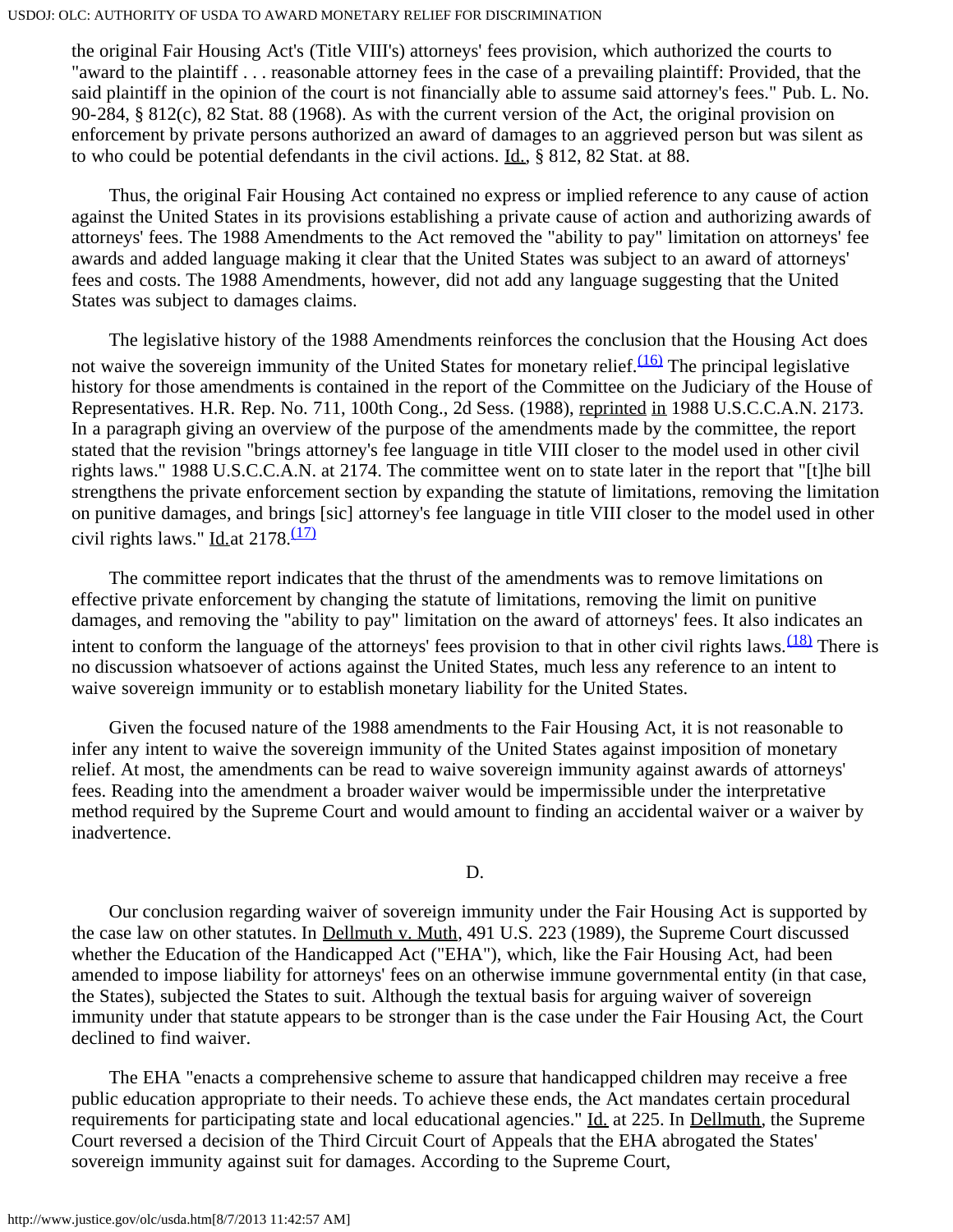the original Fair Housing Act's (Title VIII's) attorneys' fees provision, which authorized the courts to "award to the plaintiff . . . reasonable attorney fees in the case of a prevailing plaintiff: Provided, that the said plaintiff in the opinion of the court is not financially able to assume said attorney's fees." Pub. L. No. 90-284, § 812(c), 82 Stat. 88 (1968). As with the current version of the Act, the original provision on enforcement by private persons authorized an award of damages to an aggrieved person but was silent as to who could be potential defendants in the civil actions. Id., § 812, 82 Stat. at 88.

Thus, the original Fair Housing Act contained no express or implied reference to any cause of action against the United States in its provisions establishing a private cause of action and authorizing awards of attorneys' fees. The 1988 Amendments to the Act removed the "ability to pay" limitation on attorneys' fee awards and added language making it clear that the United States was subject to an award of attorneys' fees and costs. The 1988 Amendments, however, did not add any language suggesting that the United States was subject to damages claims.

The legislative history of the 1988 Amendments reinforces the conclusion that the Housing Act does not waive the sovereign immunity of the United States for monetary relief.[(16)] The principal legislative history for those amendments is contained in the report of the Committee on the Judiciary of the House of Representatives. H.R. Rep. No. 711, 100th Cong., 2d Sess. (1988), reprinted in 1988 U.S.C.C.A.N. 2173. In a paragraph giving an overview of the purpose of the amendments made by the committee, the report stated that the revision "brings attorney's fee language in title VIII closer to the model used in other civil rights laws." 1988 U.S.C.C.A.N. at 2174. The committee went on to state later in the report that "[t]he bill strengthens the private enforcement section by expanding the statute of limitations, removing the limitation on punitive damages, and brings [sic] attorney's fee language in title VIII closer to the model used in other civil rights laws." Id. at 2178.[(17)]

The committee report indicates that the thrust of the amendments was to remove limitations on effective private enforcement by changing the statute of limitations, removing the limit on punitive damages, and removing the "ability to pay" limitation on the award of attorneys' fees. It also indicates an intent to conform the language of the attorneys' fees provision to that in other civil rights laws.[(18)] There is no discussion whatsoever of actions against the United States, much less any reference to an intent to waive sovereign immunity or to establish monetary liability for the United States.

Given the focused nature of the 1988 amendments to the Fair Housing Act, it is not reasonable to infer any intent to waive the sovereign immunity of the United States against imposition of monetary relief. At most, the amendments can be read to waive sovereign immunity against awards of attorneys' fees. Reading into the amendment a broader waiver would be impermissible under the interpretative method required by the Supreme Court and would amount to finding an accidental waiver or a waiver by inadvertence.

D.

Our conclusion regarding waiver of sovereign immunity under the Fair Housing Act is supported by the case law on other statutes. In Dellmuth v. Muth, 491 U.S. 223 (1989), the Supreme Court discussed whether the Education of the Handicapped Act ("EHA"), which, like the Fair Housing Act, had been amended to impose liability for attorneys' fees on an otherwise immune governmental entity (in that case, the States), subjected the States to suit. Although the textual basis for arguing waiver of sovereign immunity under that statute appears to be stronger than is the case under the Fair Housing Act, the Court declined to find waiver.

The EHA "enacts a comprehensive scheme to assure that handicapped children may receive a free public education appropriate to their needs. To achieve these ends, the Act mandates certain procedural requirements for participating state and local educational agencies." Id. at 225. In Dellmuth, the Supreme Court reversed a decision of the Third Circuit Court of Appeals that the EHA abrogated the States' sovereign immunity against suit for damages. According to the Supreme Court,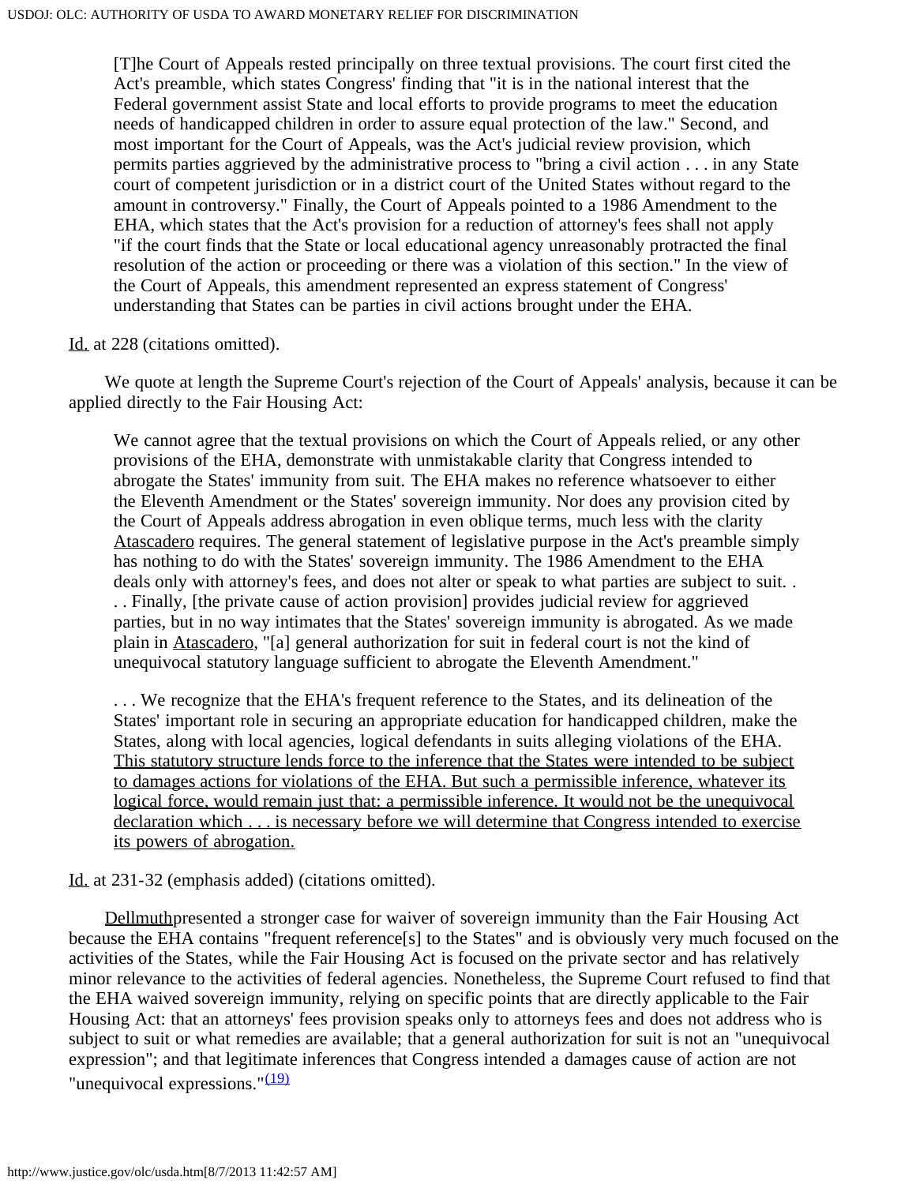> [T]he Court of Appeals rested principally on three textual provisions. The court first cited the Act's preamble, which states Congress' finding that "it is in the national interest that the Federal government assist State and local efforts to provide programs to meet the education needs of handicapped children in order to assure equal protection of the law." Second, and most important for the Court of Appeals, was the Act's judicial review provision, which permits parties aggrieved by the administrative process to "bring a civil action . . . in any State court of competent jurisdiction or in a district court of the United States without regard to the amount in controversy." Finally, the Court of Appeals pointed to a 1986 Amendment to the EHA, which states that the Act's provision for a reduction of attorney's fees shall not apply "if the court finds that the State or local educational agency unreasonably protracted the final resolution of the action or proceeding or there was a violation of this section." In the view of the Court of Appeals, this amendment represented an express statement of Congress' understanding that States can be parties in civil actions brought under the EHA.

Id. at 228 (citations omitted).

We quote at length the Supreme Court's rejection of the Court of Appeals' analysis, because it can be applied directly to the Fair Housing Act:

> We cannot agree that the textual provisions on which the Court of Appeals relied, or any other provisions of the EHA, demonstrate with unmistakable clarity that Congress intended to abrogate the States' immunity from suit. The EHA makes no reference whatsoever to either the Eleventh Amendment or the States' sovereign immunity. Nor does any provision cited by the Court of Appeals address abrogation in even oblique terms, much less with the clarity Atascadero requires. The general statement of legislative purpose in the Act's preamble simply has nothing to do with the States' sovereign immunity. The 1986 Amendment to the EHA deals only with attorney's fees, and does not alter or speak to what parties are subject to suit. . . . Finally, [the private cause of action provision] provides judicial review for aggrieved parties, but in no way intimates that the States' sovereign immunity is abrogated. As we made plain in Atascadero, "[a] general authorization for suit in federal court is not the kind of unequivocal statutory language sufficient to abrogate the Eleventh Amendment."
>
> . . . We recognize that the EHA's frequent reference to the States, and its delineation of the States' important role in securing an appropriate education for handicapped children, make the States, along with local agencies, logical defendants in suits alleging violations of the EHA. This statutory structure lends force to the inference that the States were intended to be subject to damages actions for violations of the EHA. But such a permissible inference, whatever its logical force, would remain just that: a permissible inference. It would not be the unequivocal declaration which . . . is necessary before we will determine that Congress intended to exercise its powers of abrogation.

Id. at 231-32 (emphasis added) (citations omitted).

Dellmuthpresented a stronger case for waiver of sovereign immunity than the Fair Housing Act because the EHA contains "frequent reference[s] to the States" and is obviously very much focused on the activities of the States, while the Fair Housing Act is focused on the private sector and has relatively minor relevance to the activities of federal agencies. Nonetheless, the Supreme Court refused to find that the EHA waived sovereign immunity, relying on specific points that are directly applicable to the Fair Housing Act: that an attorneys' fees provision speaks only to attorneys fees and does not address who is subject to suit or what remedies are available; that a general authorization for suit is not an "unequivocal expression"; and that legitimate inferences that Congress intended a damages cause of action are not "unequivocal expressions."(19)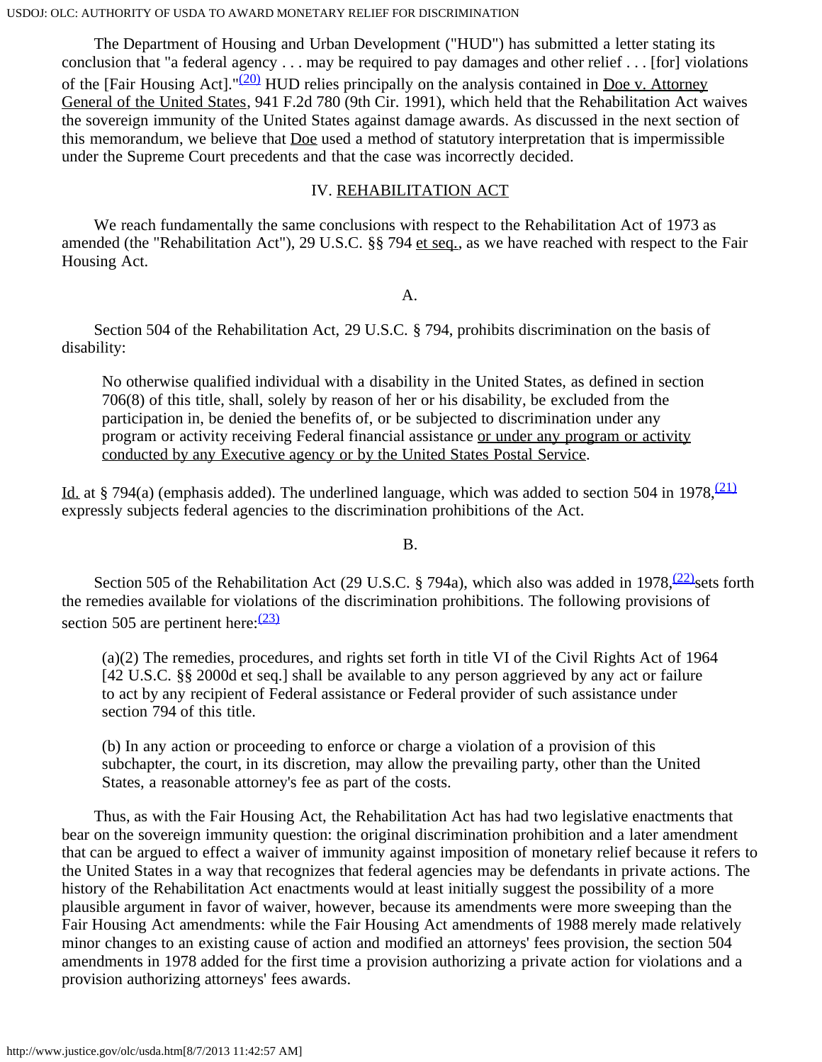The Department of Housing and Urban Development ("HUD") has submitted a letter stating its conclusion that "a federal agency . . . may be required to pay damages and other relief . . . [for] violations of the [Fair Housing Act]."[(20)] HUD relies principally on the analysis contained in Doe v. Attorney General of the United States, 941 F.2d 780 (9th Cir. 1991), which held that the Rehabilitation Act waives the sovereign immunity of the United States against damage awards. As discussed in the next section of this memorandum, we believe that Doe used a method of statutory interpretation that is impermissible under the Supreme Court precedents and that the case was incorrectly decided.

## IV. REHABILITATION ACT

We reach fundamentally the same conclusions with respect to the Rehabilitation Act of 1973 as amended (the "Rehabilitation Act"), 29 U.S.C. §§ 794 et seq., as we have reached with respect to the Fair Housing Act.

### A.

Section 504 of the Rehabilitation Act, 29 U.S.C. § 794, prohibits discrimination on the basis of disability:

> No otherwise qualified individual with a disability in the United States, as defined in section 706(8) of this title, shall, solely by reason of her or his disability, be excluded from the participation in, be denied the benefits of, or be subjected to discrimination under any program or activity receiving Federal financial assistance or under any program or activity conducted by any Executive agency or by the United States Postal Service.

Id. at § 794(a) (emphasis added). The underlined language, which was added to section 504 in 1978,[(21)] expressly subjects federal agencies to the discrimination prohibitions of the Act.

### B.

Section 505 of the Rehabilitation Act (29 U.S.C. § 794a), which also was added in 1978,[(22)] sets forth the remedies available for violations of the discrimination prohibitions. The following provisions of section 505 are pertinent here:[(23)]

> (a)(2) The remedies, procedures, and rights set forth in title VI of the Civil Rights Act of 1964 [42 U.S.C. §§ 2000d et seq.] shall be available to any person aggrieved by any act or failure to act by any recipient of Federal assistance or Federal provider of such assistance under section 794 of this title.
>
> (b) In any action or proceeding to enforce or charge a violation of a provision of this subchapter, the court, in its discretion, may allow the prevailing party, other than the United States, a reasonable attorney's fee as part of the costs.

Thus, as with the Fair Housing Act, the Rehabilitation Act has had two legislative enactments that bear on the sovereign immunity question: the original discrimination prohibition and a later amendment that can be argued to effect a waiver of immunity against imposition of monetary relief because it refers to the United States in a way that recognizes that federal agencies may be defendants in private actions. The history of the Rehabilitation Act enactments would at least initially suggest the possibility of a more plausible argument in favor of waiver, however, because its amendments were more sweeping than the Fair Housing Act amendments: while the Fair Housing Act amendments of 1988 merely made relatively minor changes to an existing cause of action and modified an attorneys' fees provision, the section 504 amendments in 1978 added for the first time a provision authorizing a private action for violations and a provision authorizing attorneys' fees awards.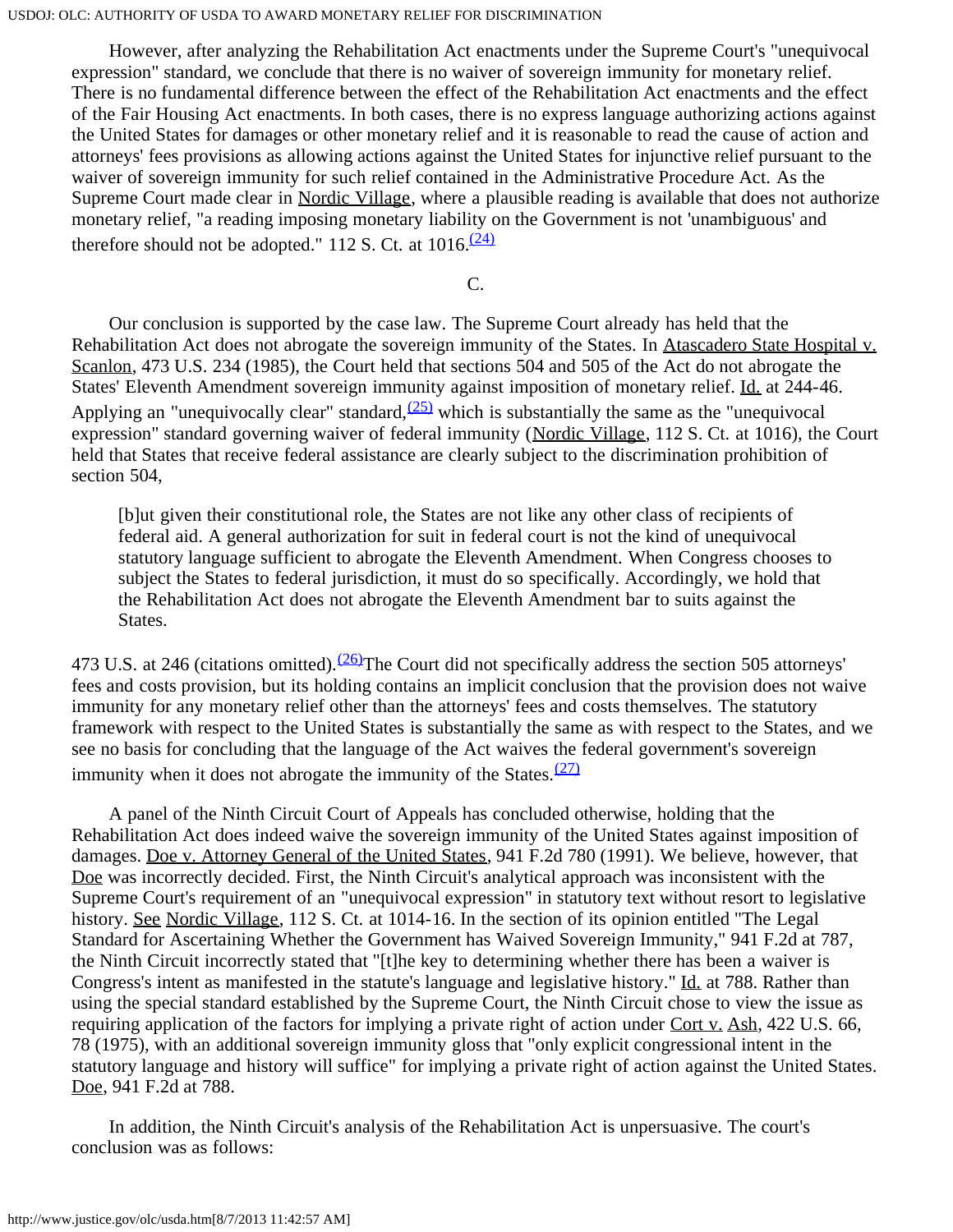However, after analyzing the Rehabilitation Act enactments under the Supreme Court's "unequivocal expression" standard, we conclude that there is no waiver of sovereign immunity for monetary relief. There is no fundamental difference between the effect of the Rehabilitation Act enactments and the effect of the Fair Housing Act enactments. In both cases, there is no express language authorizing actions against the United States for damages or other monetary relief and it is reasonable to read the cause of action and attorneys' fees provisions as allowing actions against the United States for injunctive relief pursuant to the waiver of sovereign immunity for such relief contained in the Administrative Procedure Act. As the Supreme Court made clear in Nordic Village, where a plausible reading is available that does not authorize monetary relief, "a reading imposing monetary liability on the Government is not 'unambiguous' and therefore should not be adopted." 112 S. Ct. at 1016.[(24)]

C.

Our conclusion is supported by the case law. The Supreme Court already has held that the Rehabilitation Act does not abrogate the sovereign immunity of the States. In Atascadero State Hospital v. Scanlon, 473 U.S. 234 (1985), the Court held that sections 504 and 505 of the Act do not abrogate the States' Eleventh Amendment sovereign immunity against imposition of monetary relief. Id. at 244-46. Applying an "unequivocally clear" standard,[(25)] which is substantially the same as the "unequivocal expression" standard governing waiver of federal immunity (Nordic Village, 112 S. Ct. at 1016), the Court held that States that receive federal assistance are clearly subject to the discrimination prohibition of section 504,

> [b]ut given their constitutional role, the States are not like any other class of recipients of federal aid. A general authorization for suit in federal court is not the kind of unequivocal statutory language sufficient to abrogate the Eleventh Amendment. When Congress chooses to subject the States to federal jurisdiction, it must do so specifically. Accordingly, we hold that the Rehabilitation Act does not abrogate the Eleventh Amendment bar to suits against the States.

473 U.S. at 246 (citations omitted).[(26)] The Court did not specifically address the section 505 attorneys' fees and costs provision, but its holding contains an implicit conclusion that the provision does not waive immunity for any monetary relief other than the attorneys' fees and costs themselves. The statutory framework with respect to the United States is substantially the same as with respect to the States, and we see no basis for concluding that the language of the Act waives the federal government's sovereign immunity when it does not abrogate the immunity of the States.[(27)]

A panel of the Ninth Circuit Court of Appeals has concluded otherwise, holding that the Rehabilitation Act does indeed waive the sovereign immunity of the United States against imposition of damages. Doe v. Attorney General of the United States, 941 F.2d 780 (1991). We believe, however, that Doe was incorrectly decided. First, the Ninth Circuit's analytical approach was inconsistent with the Supreme Court's requirement of an "unequivocal expression" in statutory text without resort to legislative history. See Nordic Village, 112 S. Ct. at 1014-16. In the section of its opinion entitled "The Legal Standard for Ascertaining Whether the Government has Waived Sovereign Immunity," 941 F.2d at 787, the Ninth Circuit incorrectly stated that "[t]he key to determining whether there has been a waiver is Congress's intent as manifested in the statute's language and legislative history." Id. at 788. Rather than using the special standard established by the Supreme Court, the Ninth Circuit chose to view the issue as requiring application of the factors for implying a private right of action under Cort v. Ash, 422 U.S. 66, 78 (1975), with an additional sovereign immunity gloss that "only explicit congressional intent in the statutory language and history will suffice" for implying a private right of action against the United States. Doe, 941 F.2d at 788.

In addition, the Ninth Circuit's analysis of the Rehabilitation Act is unpersuasive. The court's conclusion was as follows: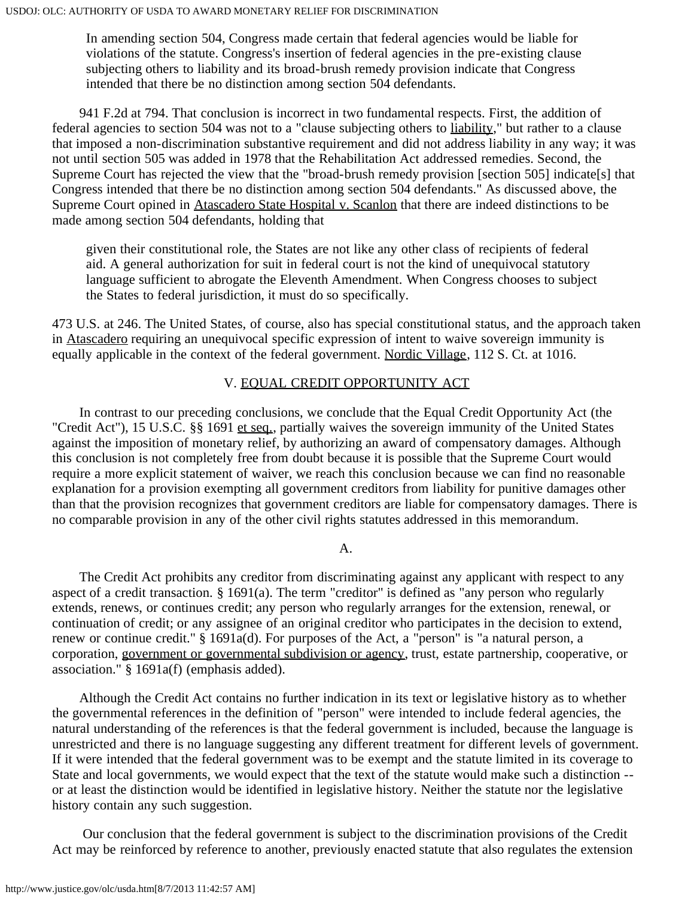> In amending section 504, Congress made certain that federal agencies would be liable for violations of the statute. Congress's insertion of federal agencies in the pre-existing clause subjecting others to liability and its broad-brush remedy provision indicate that Congress intended that there be no distinction among section 504 defendants.

941 F.2d at 794. That conclusion is incorrect in two fundamental respects. First, the addition of federal agencies to section 504 was not to a "clause subjecting others to liability," but rather to a clause that imposed a non-discrimination substantive requirement and did not address liability in any way; it was not until section 505 was added in 1978 that the Rehabilitation Act addressed remedies. Second, the Supreme Court has rejected the view that the "broad-brush remedy provision [section 505] indicate[s] that Congress intended that there be no distinction among section 504 defendants." As discussed above, the Supreme Court opined in Atascadero State Hospital v. Scanlon that there are indeed distinctions to be made among section 504 defendants, holding that

> given their constitutional role, the States are not like any other class of recipients of federal aid. A general authorization for suit in federal court is not the kind of unequivocal statutory language sufficient to abrogate the Eleventh Amendment. When Congress chooses to subject the States to federal jurisdiction, it must do so specifically.

473 U.S. at 246. The United States, of course, also has special constitutional status, and the approach taken in Atascadero requiring an unequivocal specific expression of intent to waive sovereign immunity is equally applicable in the context of the federal government. Nordic Village, 112 S. Ct. at 1016.

## V. EQUAL CREDIT OPPORTUNITY ACT

In contrast to our preceding conclusions, we conclude that the Equal Credit Opportunity Act (the "Credit Act"), 15 U.S.C. §§ 1691 et seq., partially waives the sovereign immunity of the United States against the imposition of monetary relief, by authorizing an award of compensatory damages. Although this conclusion is not completely free from doubt because it is possible that the Supreme Court would require a more explicit statement of waiver, we reach this conclusion because we can find no reasonable explanation for a provision exempting all government creditors from liability for punitive damages other than that the provision recognizes that government creditors are liable for compensatory damages. There is no comparable provision in any of the other civil rights statutes addressed in this memorandum.

### A.

The Credit Act prohibits any creditor from discriminating against any applicant with respect to any aspect of a credit transaction. § 1691(a). The term "creditor" is defined as "any person who regularly extends, renews, or continues credit; any person who regularly arranges for the extension, renewal, or continuation of credit; or any assignee of an original creditor who participates in the decision to extend, renew or continue credit." § 1691a(d). For purposes of the Act, a "person" is "a natural person, a corporation, government or governmental subdivision or agency, trust, estate partnership, cooperative, or association." § 1691a(f) (emphasis added).

Although the Credit Act contains no further indication in its text or legislative history as to whether the governmental references in the definition of "person" were intended to include federal agencies, the natural understanding of the references is that the federal government is included, because the language is unrestricted and there is no language suggesting any different treatment for different levels of government. If it were intended that the federal government was to be exempt and the statute limited in its coverage to State and local governments, we would expect that the text of the statute would make such a distinction -- or at least the distinction would be identified in legislative history. Neither the statute nor the legislative history contain any such suggestion.

Our conclusion that the federal government is subject to the discrimination provisions of the Credit Act may be reinforced by reference to another, previously enacted statute that also regulates the extension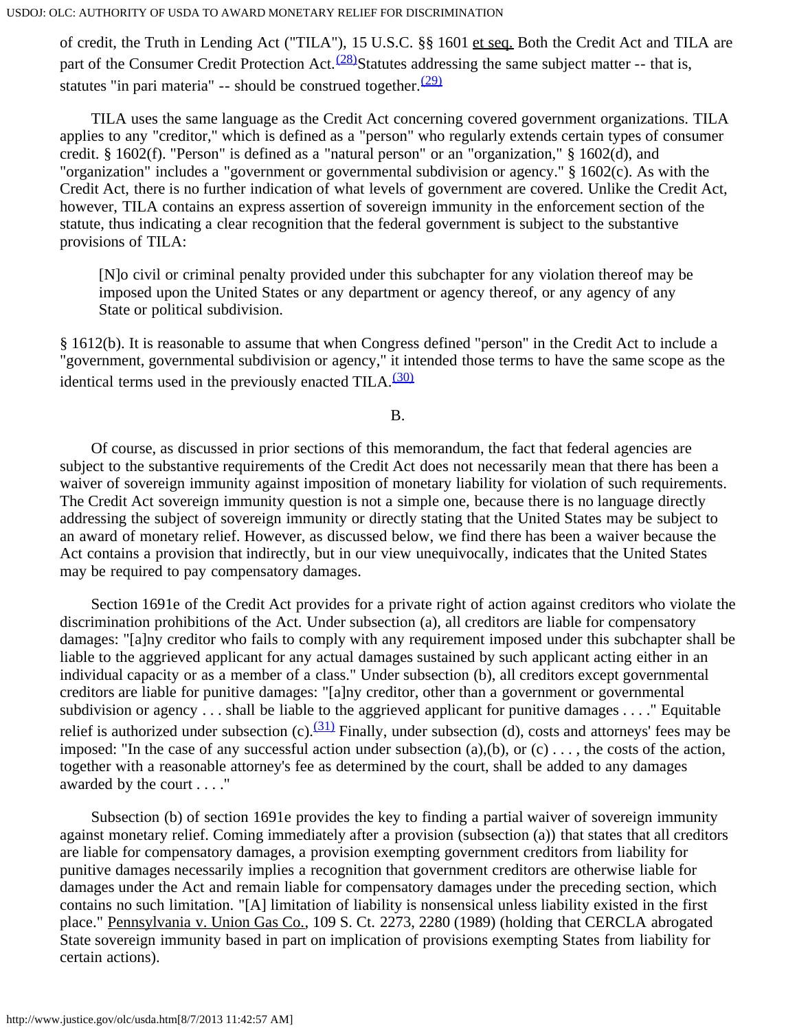of credit, the Truth in Lending Act ("TILA"), 15 U.S.C. §§ 1601 et seq. Both the Credit Act and TILA are part of the Consumer Credit Protection Act.[(28)] Statutes addressing the same subject matter -- that is, statutes "in pari materia" -- should be construed together.[(29)]

TILA uses the same language as the Credit Act concerning covered government organizations. TILA applies to any "creditor," which is defined as a "person" who regularly extends certain types of consumer credit. § 1602(f). "Person" is defined as a "natural person" or an "organization," § 1602(d), and "organization" includes a "government or governmental subdivision or agency." § 1602(c). As with the Credit Act, there is no further indication of what levels of government are covered. Unlike the Credit Act, however, TILA contains an express assertion of sovereign immunity in the enforcement section of the statute, thus indicating a clear recognition that the federal government is subject to the substantive provisions of TILA:

> [N]o civil or criminal penalty provided under this subchapter for any violation thereof may be imposed upon the United States or any department or agency thereof, or any agency of any State or political subdivision.

§ 1612(b). It is reasonable to assume that when Congress defined "person" in the Credit Act to include a "government, governmental subdivision or agency," it intended those terms to have the same scope as the identical terms used in the previously enacted TILA.[(30)]

B.

Of course, as discussed in prior sections of this memorandum, the fact that federal agencies are subject to the substantive requirements of the Credit Act does not necessarily mean that there has been a waiver of sovereign immunity against imposition of monetary liability for violation of such requirements. The Credit Act sovereign immunity question is not a simple one, because there is no language directly addressing the subject of sovereign immunity or directly stating that the United States may be subject to an award of monetary relief. However, as discussed below, we find there has been a waiver because the Act contains a provision that indirectly, but in our view unequivocally, indicates that the United States may be required to pay compensatory damages.

Section 1691e of the Credit Act provides for a private right of action against creditors who violate the discrimination prohibitions of the Act. Under subsection (a), all creditors are liable for compensatory damages: "[a]ny creditor who fails to comply with any requirement imposed under this subchapter shall be liable to the aggrieved applicant for any actual damages sustained by such applicant acting either in an individual capacity or as a member of a class." Under subsection (b), all creditors except governmental creditors are liable for punitive damages: "[a]ny creditor, other than a government or governmental subdivision or agency . . . shall be liable to the aggrieved applicant for punitive damages . . . ." Equitable relief is authorized under subsection (c).[(31)] Finally, under subsection (d), costs and attorneys' fees may be imposed: "In the case of any successful action under subsection (a),(b), or (c) . . . , the costs of the action, together with a reasonable attorney's fee as determined by the court, shall be added to any damages awarded by the court . . . ."

Subsection (b) of section 1691e provides the key to finding a partial waiver of sovereign immunity against monetary relief. Coming immediately after a provision (subsection (a)) that states that all creditors are liable for compensatory damages, a provision exempting government creditors from liability for punitive damages necessarily implies a recognition that government creditors are otherwise liable for damages under the Act and remain liable for compensatory damages under the preceding section, which contains no such limitation. "[A] limitation of liability is nonsensical unless liability existed in the first place." Pennsylvania v. Union Gas Co., 109 S. Ct. 2273, 2280 (1989) (holding that CERCLA abrogated State sovereign immunity based in part on implication of provisions exempting States from liability for certain actions).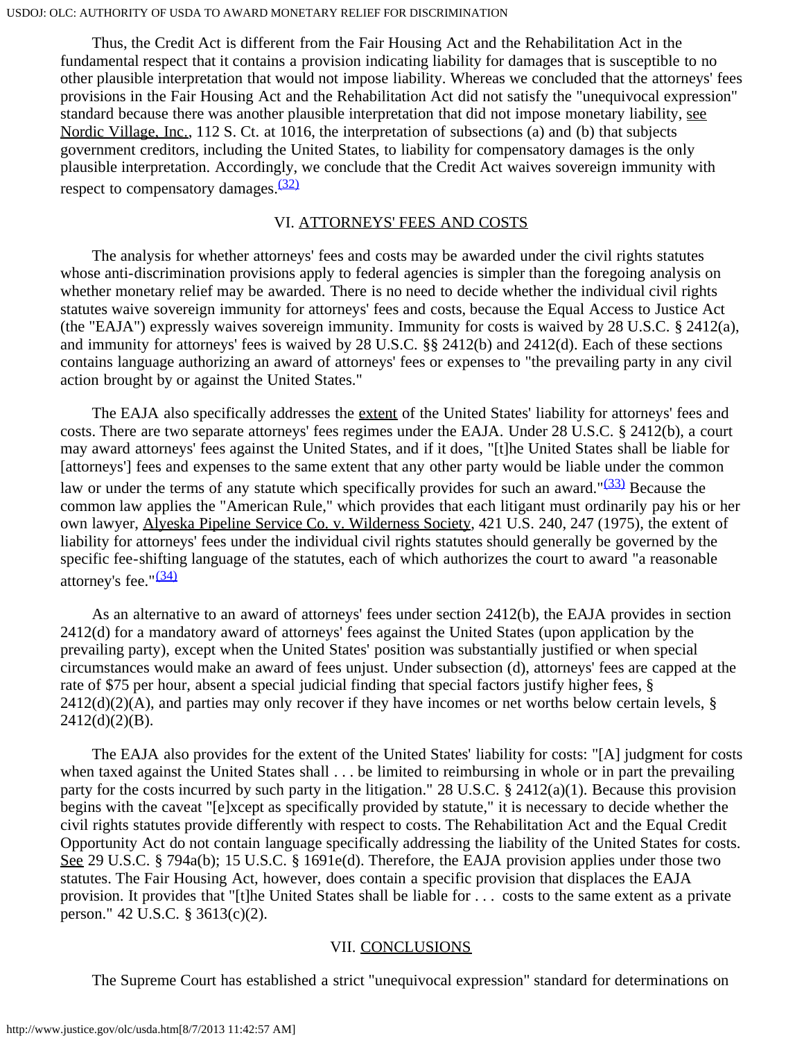Thus, the Credit Act is different from the Fair Housing Act and the Rehabilitation Act in the fundamental respect that it contains a provision indicating liability for damages that is susceptible to no other plausible interpretation that would not impose liability. Whereas we concluded that the attorneys' fees provisions in the Fair Housing Act and the Rehabilitation Act did not satisfy the "unequivocal expression" standard because there was another plausible interpretation that did not impose monetary liability, see Nordic Village, Inc., 112 S. Ct. at 1016, the interpretation of subsections (a) and (b) that subjects government creditors, including the United States, to liability for compensatory damages is the only plausible interpretation. Accordingly, we conclude that the Credit Act waives sovereign immunity with respect to compensatory damages.(32)

## VI. ATTORNEYS' FEES AND COSTS

The analysis for whether attorneys' fees and costs may be awarded under the civil rights statutes whose anti-discrimination provisions apply to federal agencies is simpler than the foregoing analysis on whether monetary relief may be awarded. There is no need to decide whether the individual civil rights statutes waive sovereign immunity for attorneys' fees and costs, because the Equal Access to Justice Act (the "EAJA") expressly waives sovereign immunity. Immunity for costs is waived by 28 U.S.C. § 2412(a), and immunity for attorneys' fees is waived by 28 U.S.C. §§ 2412(b) and 2412(d). Each of these sections contains language authorizing an award of attorneys' fees or expenses to "the prevailing party in any civil action brought by or against the United States."

The EAJA also specifically addresses the extent of the United States' liability for attorneys' fees and costs. There are two separate attorneys' fees regimes under the EAJA. Under 28 U.S.C. § 2412(b), a court may award attorneys' fees against the United States, and if it does, "[t]he United States shall be liable for [attorneys'] fees and expenses to the same extent that any other party would be liable under the common law or under the terms of any statute which specifically provides for such an award."(33) Because the common law applies the "American Rule," which provides that each litigant must ordinarily pay his or her own lawyer, Alyeska Pipeline Service Co. v. Wilderness Society, 421 U.S. 240, 247 (1975), the extent of liability for attorneys' fees under the individual civil rights statutes should generally be governed by the specific fee-shifting language of the statutes, each of which authorizes the court to award "a reasonable attorney's fee."(34)

As an alternative to an award of attorneys' fees under section 2412(b), the EAJA provides in section 2412(d) for a mandatory award of attorneys' fees against the United States (upon application by the prevailing party), except when the United States' position was substantially justified or when special circumstances would make an award of fees unjust. Under subsection (d), attorneys' fees are capped at the rate of $75 per hour, absent a special judicial finding that special factors justify higher fees, § 2412(d)(2)(A), and parties may only recover if they have incomes or net worths below certain levels, § 2412(d)(2)(B).

The EAJA also provides for the extent of the United States' liability for costs: "[A] judgment for costs when taxed against the United States shall . . . be limited to reimbursing in whole or in part the prevailing party for the costs incurred by such party in the litigation." 28 U.S.C. § 2412(a)(1). Because this provision begins with the caveat "[e]xcept as specifically provided by statute," it is necessary to decide whether the civil rights statutes provide differently with respect to costs. The Rehabilitation Act and the Equal Credit Opportunity Act do not contain language specifically addressing the liability of the United States for costs. See 29 U.S.C. § 794a(b); 15 U.S.C. § 1691e(d). Therefore, the EAJA provision applies under those two statutes. The Fair Housing Act, however, does contain a specific provision that displaces the EAJA provision. It provides that "[t]he United States shall be liable for . . . costs to the same extent as a private person." 42 U.S.C. § 3613(c)(2).

## VII. CONCLUSIONS

The Supreme Court has established a strict "unequivocal expression" standard for determinations on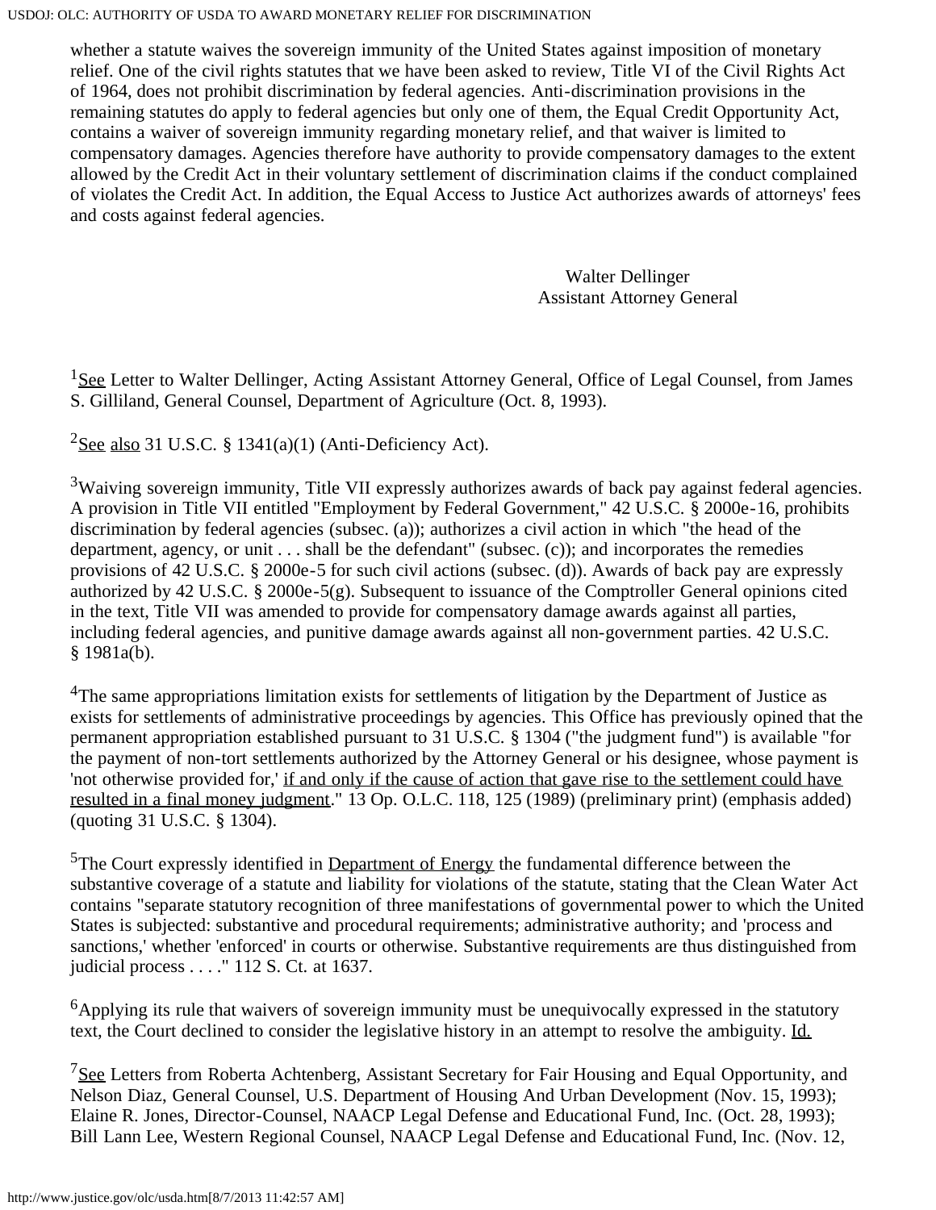whether a statute waives the sovereign immunity of the United States against imposition of monetary relief. One of the civil rights statutes that we have been asked to review, Title VI of the Civil Rights Act of 1964, does not prohibit discrimination by federal agencies. Anti-discrimination provisions in the remaining statutes do apply to federal agencies but only one of them, the Equal Credit Opportunity Act, contains a waiver of sovereign immunity regarding monetary relief, and that waiver is limited to compensatory damages. Agencies therefore have authority to provide compensatory damages to the extent allowed by the Credit Act in their voluntary settlement of discrimination claims if the conduct complained of violates the Credit Act. In addition, the Equal Access to Justice Act authorizes awards of attorneys' fees and costs against federal agencies.

Walter Dellinger
Assistant Attorney General

[1] See Letter to Walter Dellinger, Acting Assistant Attorney General, Office of Legal Counsel, from James S. Gilliland, General Counsel, Department of Agriculture (Oct. 8, 1993).

[2] See also 31 U.S.C. § 1341(a)(1) (Anti-Deficiency Act).

[3] Waiving sovereign immunity, Title VII expressly authorizes awards of back pay against federal agencies. A provision in Title VII entitled "Employment by Federal Government," 42 U.S.C. § 2000e-16, prohibits discrimination by federal agencies (subsec. (a)); authorizes a civil action in which "the head of the department, agency, or unit . . . shall be the defendant" (subsec. (c)); and incorporates the remedies provisions of 42 U.S.C. § 2000e-5 for such civil actions (subsec. (d)). Awards of back pay are expressly authorized by 42 U.S.C. § 2000e-5(g). Subsequent to issuance of the Comptroller General opinions cited in the text, Title VII was amended to provide for compensatory damage awards against all parties, including federal agencies, and punitive damage awards against all non-government parties. 42 U.S.C. § 1981a(b).

[4] The same appropriations limitation exists for settlements of litigation by the Department of Justice as exists for settlements of administrative proceedings by agencies. This Office has previously opined that the permanent appropriation established pursuant to 31 U.S.C. § 1304 ("the judgment fund") is available "for the payment of non-tort settlements authorized by the Attorney General or his designee, whose payment is 'not otherwise provided for,' if and only if the cause of action that gave rise to the settlement could have resulted in a final money judgment." 13 Op. O.L.C. 118, 125 (1989) (preliminary print) (emphasis added) (quoting 31 U.S.C. § 1304).

[5] The Court expressly identified in Department of Energy the fundamental difference between the substantive coverage of a statute and liability for violations of the statute, stating that the Clean Water Act contains "separate statutory recognition of three manifestations of governmental power to which the United States is subjected: substantive and procedural requirements; administrative authority; and 'process and sanctions,' whether 'enforced' in courts or otherwise. Substantive requirements are thus distinguished from judicial process . . . ." 112 S. Ct. at 1637.

[6] Applying its rule that waivers of sovereign immunity must be unequivocally expressed in the statutory text, the Court declined to consider the legislative history in an attempt to resolve the ambiguity. Id.

[7] See Letters from Roberta Achtenberg, Assistant Secretary for Fair Housing and Equal Opportunity, and Nelson Diaz, General Counsel, U.S. Department of Housing And Urban Development (Nov. 15, 1993); Elaine R. Jones, Director-Counsel, NAACP Legal Defense and Educational Fund, Inc. (Oct. 28, 1993); Bill Lann Lee, Western Regional Counsel, NAACP Legal Defense and Educational Fund, Inc. (Nov. 12,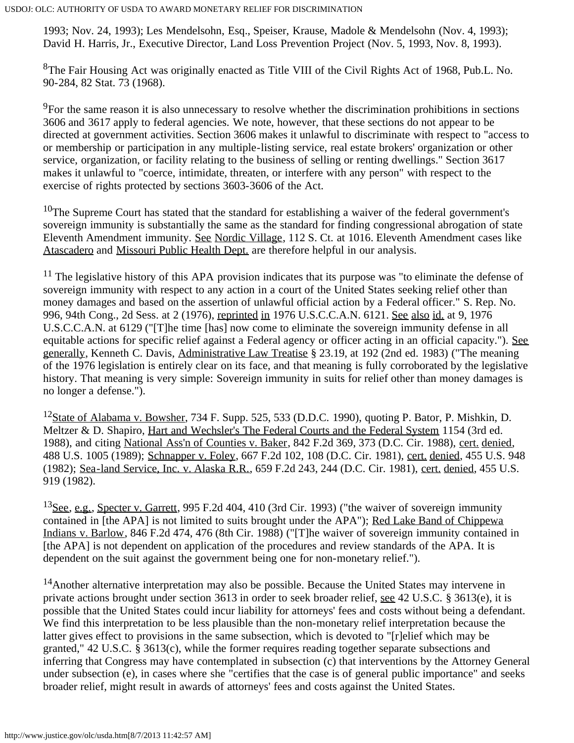1993; Nov. 24, 1993); Les Mendelsohn, Esq., Speiser, Krause, Madole & Mendelsohn (Nov. 4, 1993); David H. Harris, Jr., Executive Director, Land Loss Prevention Project (Nov. 5, 1993, Nov. 8, 1993).

[8]The Fair Housing Act was originally enacted as Title VIII of the Civil Rights Act of 1968, Pub.L. No. 90-284, 82 Stat. 73 (1968).

[9]For the same reason it is also unnecessary to resolve whether the discrimination prohibitions in sections 3606 and 3617 apply to federal agencies. We note, however, that these sections do not appear to be directed at government activities. Section 3606 makes it unlawful to discriminate with respect to "access to or membership or participation in any multiple-listing service, real estate brokers' organization or other service, organization, or facility relating to the business of selling or renting dwellings." Section 3617 makes it unlawful to "coerce, intimidate, threaten, or interfere with any person" with respect to the exercise of rights protected by sections 3603-3606 of the Act.

[10]The Supreme Court has stated that the standard for establishing a waiver of the federal government's sovereign immunity is substantially the same as the standard for finding congressional abrogation of state Eleventh Amendment immunity. See Nordic Village, 112 S. Ct. at 1016. Eleventh Amendment cases like Atascadero and Missouri Public Health Dept. are therefore helpful in our analysis.

[11] The legislative history of this APA provision indicates that its purpose was "to eliminate the defense of sovereign immunity with respect to any action in a court of the United States seeking relief other than money damages and based on the assertion of unlawful official action by a Federal officer." S. Rep. No. 996, 94th Cong., 2d Sess. at 2 (1976), reprinted in 1976 U.S.C.C.A.N. 6121. See also id. at 9, 1976 U.S.C.C.A.N. at 6129 ("[T]he time [has] now come to eliminate the sovereign immunity defense in all equitable actions for specific relief against a Federal agency or officer acting in an official capacity."). See generally, Kenneth C. Davis, Administrative Law Treatise § 23.19, at 192 (2nd ed. 1983) ("The meaning of the 1976 legislation is entirely clear on its face, and that meaning is fully corroborated by the legislative history. That meaning is very simple: Sovereign immunity in suits for relief other than money damages is no longer a defense.").

[12]State of Alabama v. Bowsher, 734 F. Supp. 525, 533 (D.D.C. 1990), quoting P. Bator, P. Mishkin, D. Meltzer & D. Shapiro, Hart and Wechsler's The Federal Courts and the Federal System 1154 (3rd ed. 1988), and citing National Ass'n of Counties v. Baker, 842 F.2d 369, 373 (D.C. Cir. 1988), cert. denied, 488 U.S. 1005 (1989); Schnapper v. Foley, 667 F.2d 102, 108 (D.C. Cir. 1981), cert. denied, 455 U.S. 948 (1982); Sea-land Service, Inc. v. Alaska R.R., 659 F.2d 243, 244 (D.C. Cir. 1981), cert. denied, 455 U.S. 919 (1982).

[13]See, e.g., Specter v. Garrett, 995 F.2d 404, 410 (3rd Cir. 1993) ("the waiver of sovereign immunity contained in [the APA] is not limited to suits brought under the APA"); Red Lake Band of Chippewa Indians v. Barlow, 846 F.2d 474, 476 (8th Cir. 1988) ("[T]he waiver of sovereign immunity contained in [the APA] is not dependent on application of the procedures and review standards of the APA. It is dependent on the suit against the government being one for non-monetary relief.").

[14]Another alternative interpretation may also be possible. Because the United States may intervene in private actions brought under section 3613 in order to seek broader relief, see 42 U.S.C. § 3613(e), it is possible that the United States could incur liability for attorneys' fees and costs without being a defendant. We find this interpretation to be less plausible than the non-monetary relief interpretation because the latter gives effect to provisions in the same subsection, which is devoted to "[r]elief which may be granted," 42 U.S.C. § 3613(c), while the former requires reading together separate subsections and inferring that Congress may have contemplated in subsection (c) that interventions by the Attorney General under subsection (e), in cases where she "certifies that the case is of general public importance" and seeks broader relief, might result in awards of attorneys' fees and costs against the United States.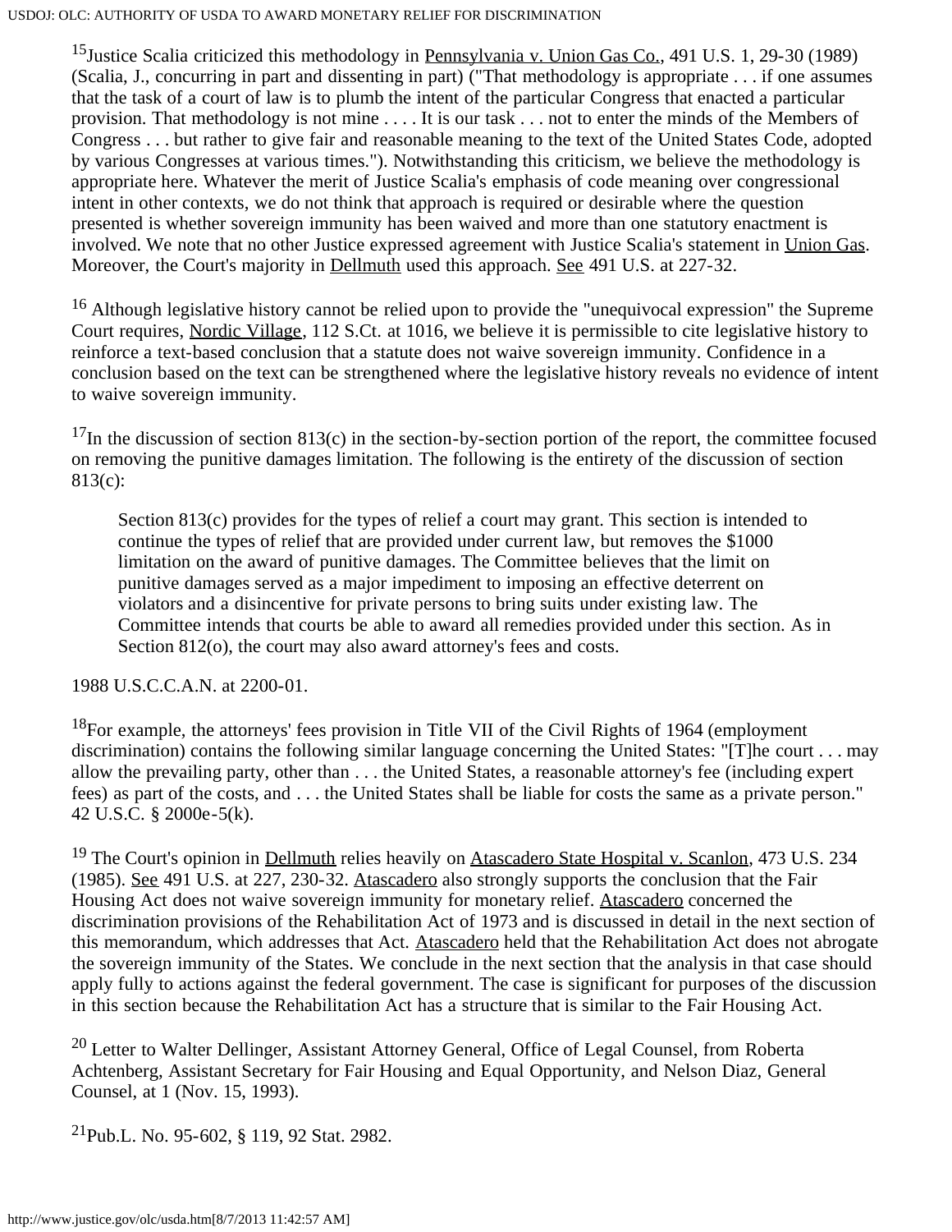[15]Justice Scalia criticized this methodology in Pennsylvania v. Union Gas Co., 491 U.S. 1, 29-30 (1989) (Scalia, J., concurring in part and dissenting in part) ("That methodology is appropriate . . . if one assumes that the task of a court of law is to plumb the intent of the particular Congress that enacted a particular provision. That methodology is not mine . . . . It is our task . . . not to enter the minds of the Members of Congress . . . but rather to give fair and reasonable meaning to the text of the United States Code, adopted by various Congresses at various times."). Notwithstanding this criticism, we believe the methodology is appropriate here. Whatever the merit of Justice Scalia's emphasis of code meaning over congressional intent in other contexts, we do not think that approach is required or desirable where the question presented is whether sovereign immunity has been waived and more than one statutory enactment is involved. We note that no other Justice expressed agreement with Justice Scalia's statement in Union Gas. Moreover, the Court's majority in Dellmuth used this approach. See 491 U.S. at 227-32.

[16] Although legislative history cannot be relied upon to provide the "unequivocal expression" the Supreme Court requires, Nordic Village, 112 S.Ct. at 1016, we believe it is permissible to cite legislative history to reinforce a text-based conclusion that a statute does not waive sovereign immunity. Confidence in a conclusion based on the text can be strengthened where the legislative history reveals no evidence of intent to waive sovereign immunity.

[17]In the discussion of section 813(c) in the section-by-section portion of the report, the committee focused on removing the punitive damages limitation. The following is the entirety of the discussion of section 813(c):

> Section 813(c) provides for the types of relief a court may grant. This section is intended to continue the types of relief that are provided under current law, but removes the $1000 limitation on the award of punitive damages. The Committee believes that the limit on punitive damages served as a major impediment to imposing an effective deterrent on violators and a disincentive for private persons to bring suits under existing law. The Committee intends that courts be able to award all remedies provided under this section. As in Section 812(o), the court may also award attorney's fees and costs.

1988 U.S.C.C.A.N. at 2200-01.

[18]For example, the attorneys' fees provision in Title VII of the Civil Rights of 1964 (employment discrimination) contains the following similar language concerning the United States: "[T]he court . . . may allow the prevailing party, other than . . . the United States, a reasonable attorney's fee (including expert fees) as part of the costs, and . . . the United States shall be liable for costs the same as a private person." 42 U.S.C. § 2000e-5(k).

[19] The Court's opinion in Dellmuth relies heavily on Atascadero State Hospital v. Scanlon, 473 U.S. 234 (1985). See 491 U.S. at 227, 230-32. Atascadero also strongly supports the conclusion that the Fair Housing Act does not waive sovereign immunity for monetary relief. Atascadero concerned the discrimination provisions of the Rehabilitation Act of 1973 and is discussed in detail in the next section of this memorandum, which addresses that Act. Atascadero held that the Rehabilitation Act does not abrogate the sovereign immunity of the States. We conclude in the next section that the analysis in that case should apply fully to actions against the federal government. The case is significant for purposes of the discussion in this section because the Rehabilitation Act has a structure that is similar to the Fair Housing Act.

[20] Letter to Walter Dellinger, Assistant Attorney General, Office of Legal Counsel, from Roberta Achtenberg, Assistant Secretary for Fair Housing and Equal Opportunity, and Nelson Diaz, General Counsel, at 1 (Nov. 15, 1993).

[21]Pub.L. No. 95-602, § 119, 92 Stat. 2982.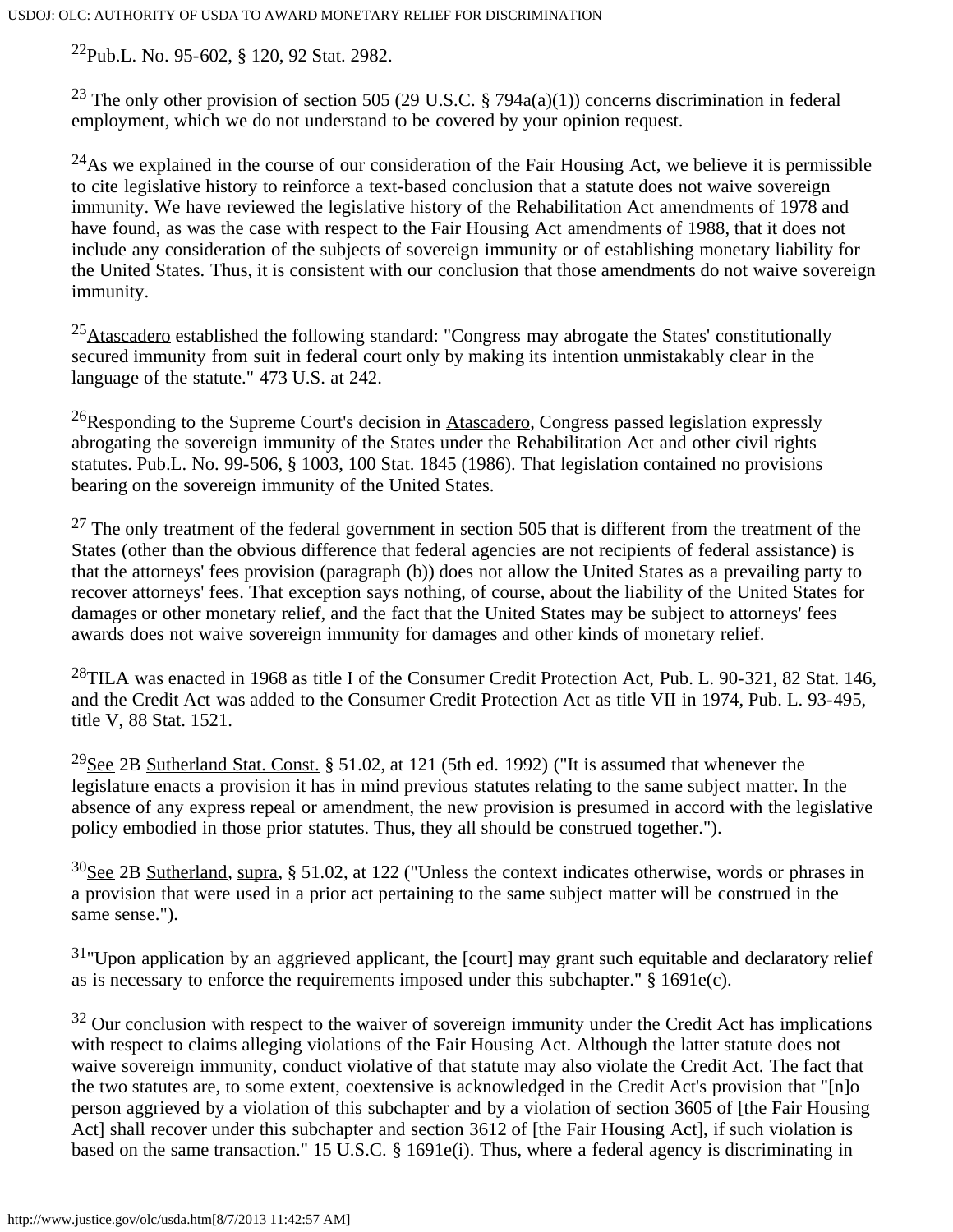[22]Pub.L. No. 95-602, § 120, 92 Stat. 2982.

[23] The only other provision of section 505 (29 U.S.C. § 794a(a)(1)) concerns discrimination in federal employment, which we do not understand to be covered by your opinion request.

[24]As we explained in the course of our consideration of the Fair Housing Act, we believe it is permissible to cite legislative history to reinforce a text-based conclusion that a statute does not waive sovereign immunity. We have reviewed the legislative history of the Rehabilitation Act amendments of 1978 and have found, as was the case with respect to the Fair Housing Act amendments of 1988, that it does not include any consideration of the subjects of sovereign immunity or of establishing monetary liability for the United States. Thus, it is consistent with our conclusion that those amendments do not waive sovereign immunity.

[25]Atascadero established the following standard: "Congress may abrogate the States' constitutionally secured immunity from suit in federal court only by making its intention unmistakably clear in the language of the statute." 473 U.S. at 242.

[26]Responding to the Supreme Court's decision in Atascadero, Congress passed legislation expressly abrogating the sovereign immunity of the States under the Rehabilitation Act and other civil rights statutes. Pub.L. No. 99-506, § 1003, 100 Stat. 1845 (1986). That legislation contained no provisions bearing on the sovereign immunity of the United States.

[27] The only treatment of the federal government in section 505 that is different from the treatment of the States (other than the obvious difference that federal agencies are not recipients of federal assistance) is that the attorneys' fees provision (paragraph (b)) does not allow the United States as a prevailing party to recover attorneys' fees. That exception says nothing, of course, about the liability of the United States for damages or other monetary relief, and the fact that the United States may be subject to attorneys' fees awards does not waive sovereign immunity for damages and other kinds of monetary relief.

[28]TILA was enacted in 1968 as title I of the Consumer Credit Protection Act, Pub. L. 90-321, 82 Stat. 146, and the Credit Act was added to the Consumer Credit Protection Act as title VII in 1974, Pub. L. 93-495, title V, 88 Stat. 1521.

[29]See 2B Sutherland Stat. Const. § 51.02, at 121 (5th ed. 1992) ("It is assumed that whenever the legislature enacts a provision it has in mind previous statutes relating to the same subject matter. In the absence of any express repeal or amendment, the new provision is presumed in accord with the legislative policy embodied in those prior statutes. Thus, they all should be construed together.").

[30]See 2B Sutherland, supra, § 51.02, at 122 ("Unless the context indicates otherwise, words or phrases in a provision that were used in a prior act pertaining to the same subject matter will be construed in the same sense.").

[31]"Upon application by an aggrieved applicant, the [court] may grant such equitable and declaratory relief as is necessary to enforce the requirements imposed under this subchapter." § 1691e(c).

[32] Our conclusion with respect to the waiver of sovereign immunity under the Credit Act has implications with respect to claims alleging violations of the Fair Housing Act. Although the latter statute does not waive sovereign immunity, conduct violative of that statute may also violate the Credit Act. The fact that the two statutes are, to some extent, coextensive is acknowledged in the Credit Act's provision that "[n]o person aggrieved by a violation of this subchapter and by a violation of section 3605 of [the Fair Housing Act] shall recover under this subchapter and section 3612 of [the Fair Housing Act], if such violation is based on the same transaction." 15 U.S.C. § 1691e(i). Thus, where a federal agency is discriminating in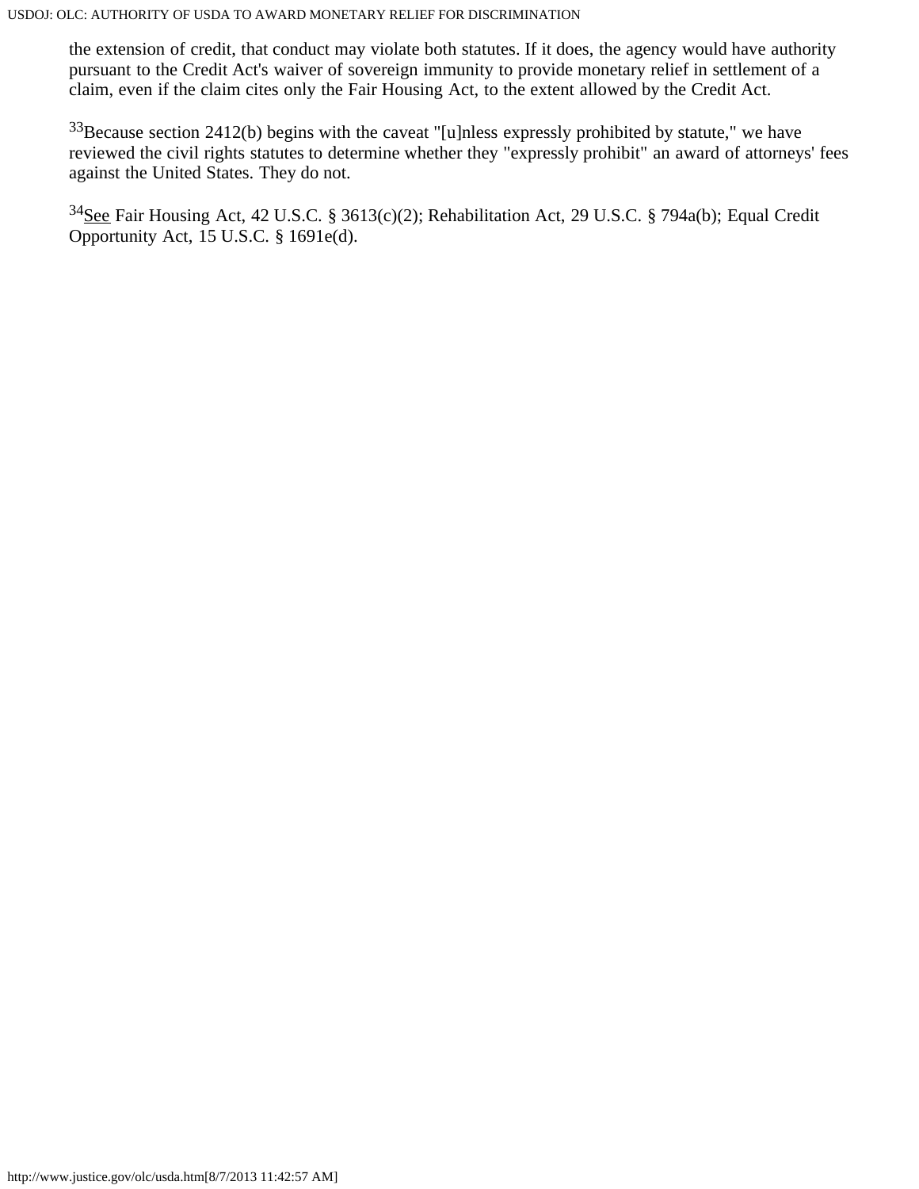the extension of credit, that conduct may violate both statutes. If it does, the agency would have authority pursuant to the Credit Act's waiver of sovereign immunity to provide monetary relief in settlement of a claim, even if the claim cites only the Fair Housing Act, to the extent allowed by the Credit Act.

[33]Because section 2412(b) begins with the caveat "[u]nless expressly prohibited by statute," we have reviewed the civil rights statutes to determine whether they "expressly prohibit" an award of attorneys' fees against the United States. They do not.

[34]See Fair Housing Act, 42 U.S.C. § 3613(c)(2); Rehabilitation Act, 29 U.S.C. § 794a(b); Equal Credit Opportunity Act, 15 U.S.C. § 1691e(d).